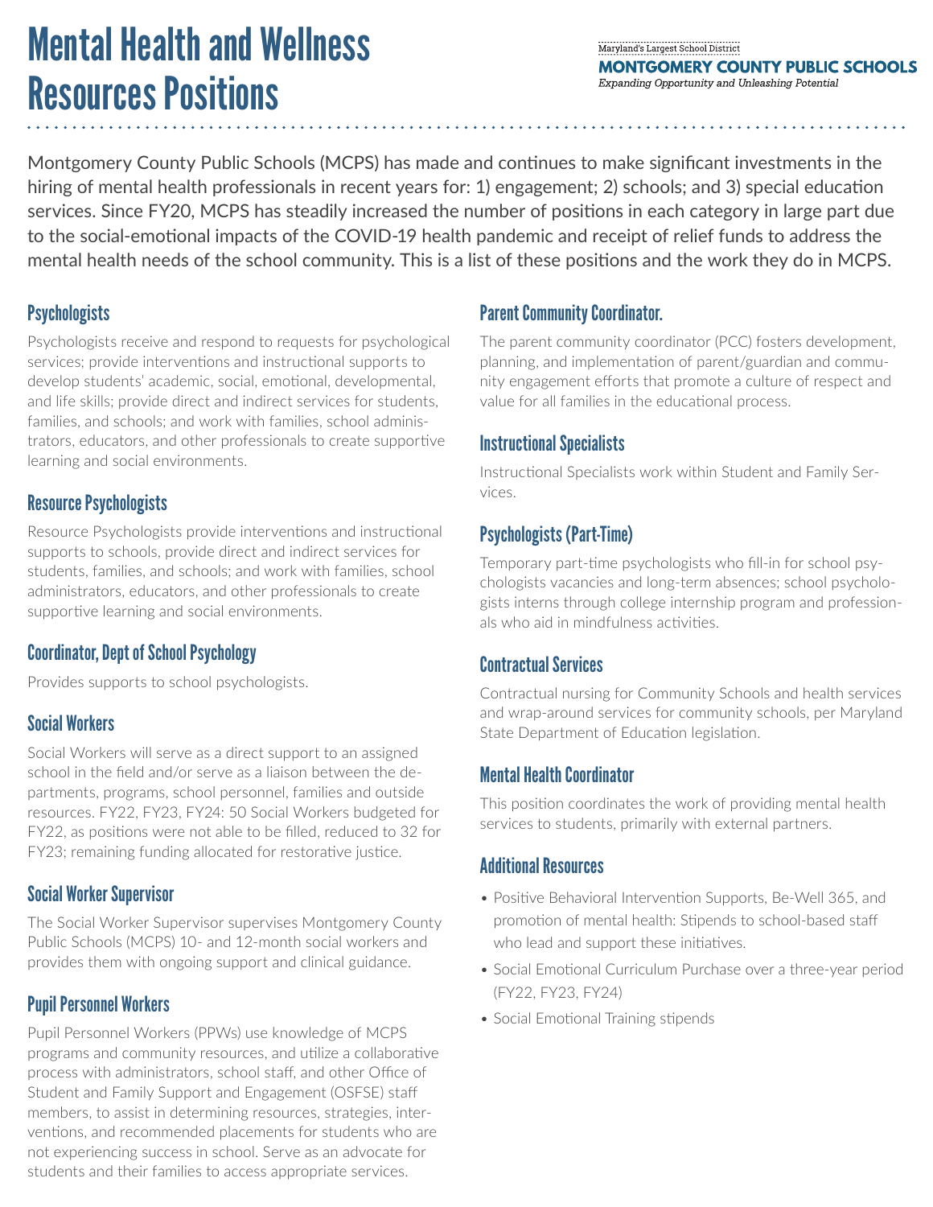# Mental Health and Wellness Resources Positions

Maryland's Largest School District
**MONTGOMERY COUNTY PUBLIC SCHOOLS**
*Expanding Opportunity and Unleashing Potential*

Montgomery County Public Schools (MCPS) has made and continues to make significant investments in the hiring of mental health professionals in recent years for: 1) engagement; 2) schools; and 3) special education services. Since FY20, MCPS has steadily increased the number of positions in each category in large part due to the social-emotional impacts of the COVID-19 health pandemic and receipt of relief funds to address the mental health needs of the school community. This is a list of these positions and the work they do in MCPS.

## Psychologists

Psychologists receive and respond to requests for psychological services; provide interventions and instructional supports to develop students' academic, social, emotional, developmental, and life skills; provide direct and indirect services for students, families, and schools; and work with families, school administrators, educators, and other professionals to create supportive learning and social environments.

## Resource Psychologists

Resource Psychologists provide interventions and instructional supports to schools, provide direct and indirect services for students, families, and schools; and work with families, school administrators, educators, and other professionals to create supportive learning and social environments.

## Coordinator, Dept of School Psychology

Provides supports to school psychologists.

## Social Workers

Social Workers will serve as a direct support to an assigned school in the field and/or serve as a liaison between the departments, programs, school personnel, families and outside resources. FY22, FY23, FY24: 50 Social Workers budgeted for FY22, as positions were not able to be filled, reduced to 32 for FY23; remaining funding allocated for restorative justice.

## Social Worker Supervisor

The Social Worker Supervisor supervises Montgomery County Public Schools (MCPS) 10- and 12-month social workers and provides them with ongoing support and clinical guidance.

## Pupil Personnel Workers

Pupil Personnel Workers (PPWs) use knowledge of MCPS programs and community resources, and utilize a collaborative process with administrators, school staff, and other Office of Student and Family Support and Engagement (OSFSE) staff members, to assist in determining resources, strategies, interventions, and recommended placements for students who are not experiencing success in school. Serve as an advocate for students and their families to access appropriate services.

## Parent Community Coordinator.

The parent community coordinator (PCC) fosters development, planning, and implementation of parent/guardian and community engagement efforts that promote a culture of respect and value for all families in the educational process.

## Instructional Specialists

Instructional Specialists work within Student and Family Services.

## Psychologists (Part-Time)

Temporary part-time psychologists who fill-in for school psychologists vacancies and long-term absences; school psychologists interns through college internship program and professionals who aid in mindfulness activities.

## Contractual Services

Contractual nursing for Community Schools and health services and wrap-around services for community schools, per Maryland State Department of Education legislation.

## Mental Health Coordinator

This position coordinates the work of providing mental health services to students, primarily with external partners.

## Additional Resources

- Positive Behavioral Intervention Supports, Be-Well 365, and promotion of mental health: Stipends to school-based staff who lead and support these initiatives.
- Social Emotional Curriculum Purchase over a three-year period (FY22, FY23, FY24)
- Social Emotional Training stipends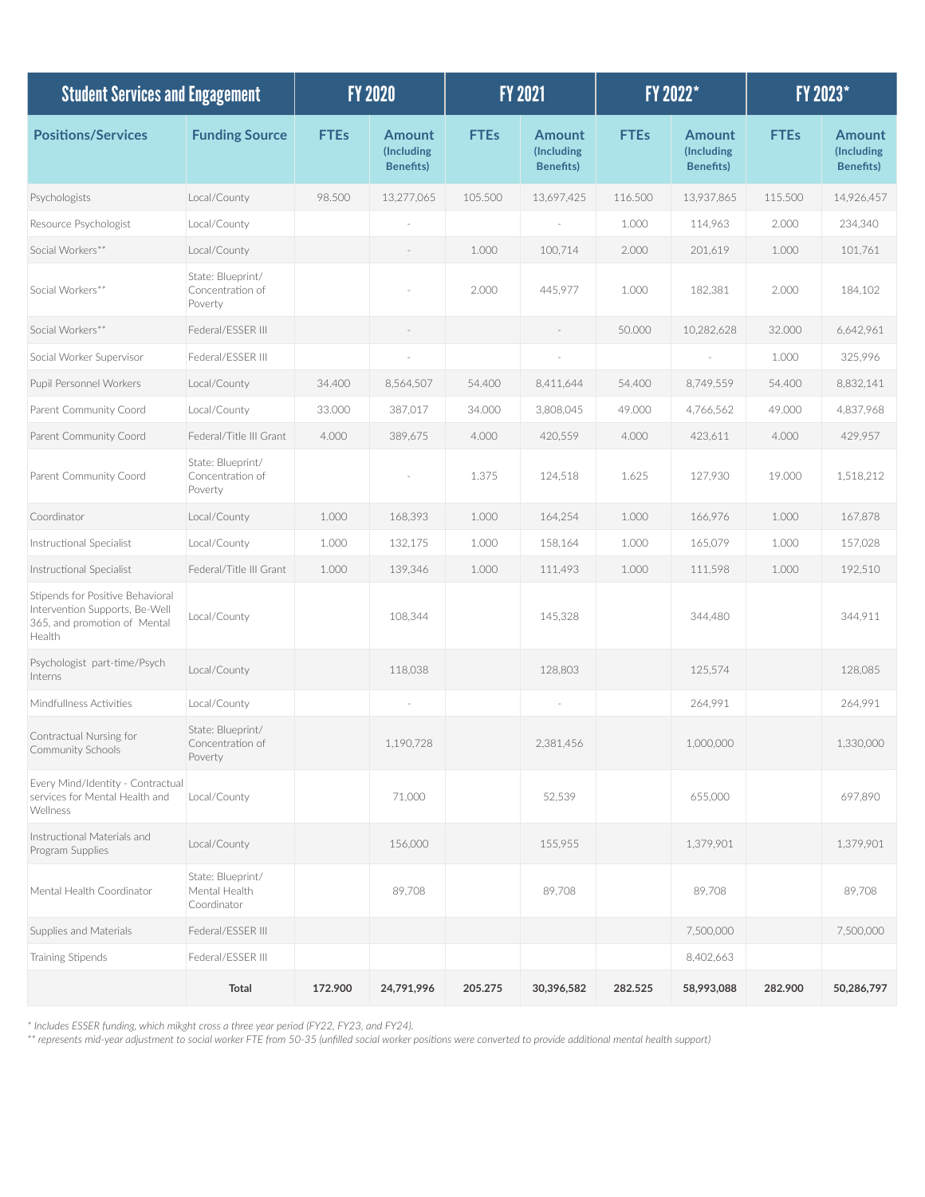| Student Services and Engagement | | FY 2020 | | FY 2021 | | FY 2022* | | FY 2023* | |
|---|---|---|---|---|---|---|---|---|---|
| **Positions/Services** | **Funding Source** | **FTEs** | **Amount (Including Benefits)** | **FTEs** | **Amount (Including Benefits)** | **FTEs** | **Amount (Including Benefits)** | **FTEs** | **Amount (Including Benefits)** |
| Psychologists | Local/County | 98.500 | 13,277,065 | 105.500 | 13,697,425 | 116.500 | 13,937,865 | 115.500 | 14,926,457 |
| Resource Psychologist | Local/County | | - | | - | 1.000 | 114,963 | 2.000 | 234,340 |
| Social Workers** | Local/County | | - | 1.000 | 100,714 | 2.000 | 201,619 | 1.000 | 101,761 |
| Social Workers** | State: Blueprint/ Concentration of Poverty | | - | 2.000 | 445,977 | 1.000 | 182,381 | 2.000 | 184,102 |
| Social Workers** | Federal/ESSER III | | - | | - | 50.000 | 10,282,628 | 32.000 | 6,642,961 |
| Social Worker Supervisor | Federal/ESSER III | | - | | - | | - | 1.000 | 325,996 |
| Pupil Personnel Workers | Local/County | 34.400 | 8,564,507 | 54.400 | 8,411,644 | 54.400 | 8,749,559 | 54.400 | 8,832,141 |
| Parent Community Coord | Local/County | 33.000 | 387,017 | 34.000 | 3,808,045 | 49.000 | 4,766,562 | 49.000 | 4,837,968 |
| Parent Community Coord | Federal/Title III Grant | 4.000 | 389,675 | 4.000 | 420,559 | 4.000 | 423,611 | 4.000 | 429,957 |
| Parent Community Coord | State: Blueprint/ Concentration of Poverty | | - | 1.375 | 124,518 | 1.625 | 127,930 | 19.000 | 1,518,212 |
| Coordinator | Local/County | 1.000 | 168,393 | 1.000 | 164,254 | 1.000 | 166,976 | 1.000 | 167,878 |
| Instructional Specialist | Local/County | 1.000 | 132,175 | 1.000 | 158,164 | 1.000 | 165,079 | 1.000 | 157,028 |
| Instructional Specialist | Federal/Title III Grant | 1.000 | 139,346 | 1.000 | 111,493 | 1.000 | 111,598 | 1.000 | 192,510 |
| Stipends for Positive Behavioral Intervention Supports, Be-Well 365, and promotion of Mental Health | Local/County | | 108,344 | | 145,328 | | 344,480 | | 344,911 |
| Psychologist part-time/Psych Interns | Local/County | | 118,038 | | 128,803 | | 125,574 | | 128,085 |
| Mindfullness Activities | Local/County | | - | | - | | 264,991 | | 264,991 |
| Contractual Nursing for Community Schools | State: Blueprint/ Concentration of Poverty | | 1,190,728 | | 2,381,456 | | 1,000,000 | | 1,330,000 |
| Every Mind/Identity - Contractual services for Mental Health and Wellness | Local/County | | 71,000 | | 52,539 | | 655,000 | | 697,890 |
| Instructional Materials and Program Supplies | Local/County | | 156,000 | | 155,955 | | 1,379,901 | | 1,379,901 |
| Mental Health Coordinator | State: Blueprint/ Mental Health Coordinator | | 89,708 | | 89,708 | | 89,708 | | 89,708 |
| Supplies and Materials | Federal/ESSER III | | | | | | 7,500,000 | | 7,500,000 |
| Training Stipends | Federal/ESSER III | | | | | | 8,402,663 | | |
| | **Total** | **172.900** | **24,791,996** | **205.275** | **30,396,582** | **282.525** | **58,993,088** | **282.900** | **50,286,797** |

*\* Includes ESSER funding, which mikght cross a three year period (FY22, FY23, and FY24).*

*\*\* represents mid-year adjustment to social worker FTE from 50-35 (unfilled social worker positions were converted to provide additional mental health support)*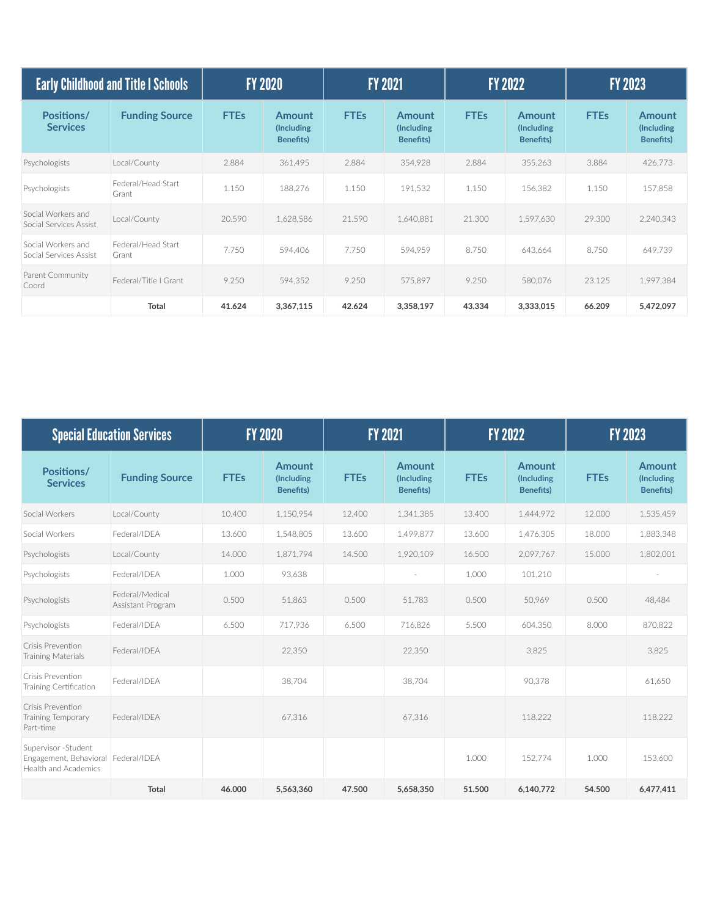| Early Childhood and Title I Schools | | FY 2020 | | FY 2021 | | FY 2022 | | FY 2023 | |
|---|---|---|---|---|---|---|---|---|---|
| Positions/ Services | Funding Source | FTEs | Amount (Including Benefits) | FTEs | Amount (Including Benefits) | FTEs | Amount (Including Benefits) | FTEs | Amount (Including Benefits) |
| Psychologists | Local/County | 2.884 | 361,495 | 2.884 | 354,928 | 2.884 | 355,263 | 3.884 | 426,773 |
| Psychologists | Federal/Head Start Grant | 1.150 | 188,276 | 1.150 | 191,532 | 1.150 | 156,382 | 1.150 | 157,858 |
| Social Workers and Social Services Assist | Local/County | 20.590 | 1,628,586 | 21.590 | 1,640,881 | 21.300 | 1,597,630 | 29.300 | 2,240,343 |
| Social Workers and Social Services Assist | Federal/Head Start Grant | 7.750 | 594,406 | 7.750 | 594,959 | 8.750 | 643,664 | 8.750 | 649,739 |
| Parent Community Coord | Federal/Title I Grant | 9.250 | 594,352 | 9.250 | 575,897 | 9.250 | 580,076 | 23.125 | 1,997,384 |
| | **Total** | **41.624** | **3,367,115** | **42.624** | **3,358,197** | **43.334** | **3,333,015** | **66.209** | **5,472,097** |

| Special Education Services | | FY 2020 | | FY 2021 | | FY 2022 | | FY 2023 | |
|---|---|---|---|---|---|---|---|---|---|
| Positions/ Services | Funding Source | FTEs | Amount (Including Benefits) | FTEs | Amount (Including Benefits) | FTEs | Amount (Including Benefits) | FTEs | Amount (Including Benefits) |
| Social Workers | Local/County | 10.400 | 1,150,954 | 12.400 | 1,341,385 | 13.400 | 1,444,972 | 12.000 | 1,535,459 |
| Social Workers | Federal/IDEA | 13.600 | 1,548,805 | 13.600 | 1,499,877 | 13.600 | 1,476,305 | 18.000 | 1,883,348 |
| Psychologists | Local/County | 14.000 | 1,871,794 | 14.500 | 1,920,109 | 16.500 | 2,097,767 | 15.000 | 1,802,001 |
| Psychologists | Federal/IDEA | 1.000 | 93,638 | | - | 1.000 | 101,210 | | - |
| Psychologists | Federal/Medical Assistant Program | 0.500 | 51,863 | 0.500 | 51,783 | 0.500 | 50,969 | 0.500 | 48,484 |
| Psychologists | Federal/IDEA | 6.500 | 717,936 | 6.500 | 716,826 | 5.500 | 604,350 | 8.000 | 870,822 |
| Crisis Prevention Training Materials | Federal/IDEA | | 22,350 | | 22,350 | | 3,825 | | 3,825 |
| Crisis Prevention Training Certification | Federal/IDEA | | 38,704 | | 38,704 | | 90,378 | | 61,650 |
| Crisis Prevention Training Temporary Part-time | Federal/IDEA | | 67,316 | | 67,316 | | 118,222 | | 118,222 |
| Supervisor -Student Engagement, Behavioral Health and Academics | Federal/IDEA | | | | | 1.000 | 152,774 | 1.000 | 153,600 |
| | **Total** | **46.000** | **5,563,360** | **47.500** | **5,658,350** | **51.500** | **6,140,772** | **54.500** | **6,477,411** |